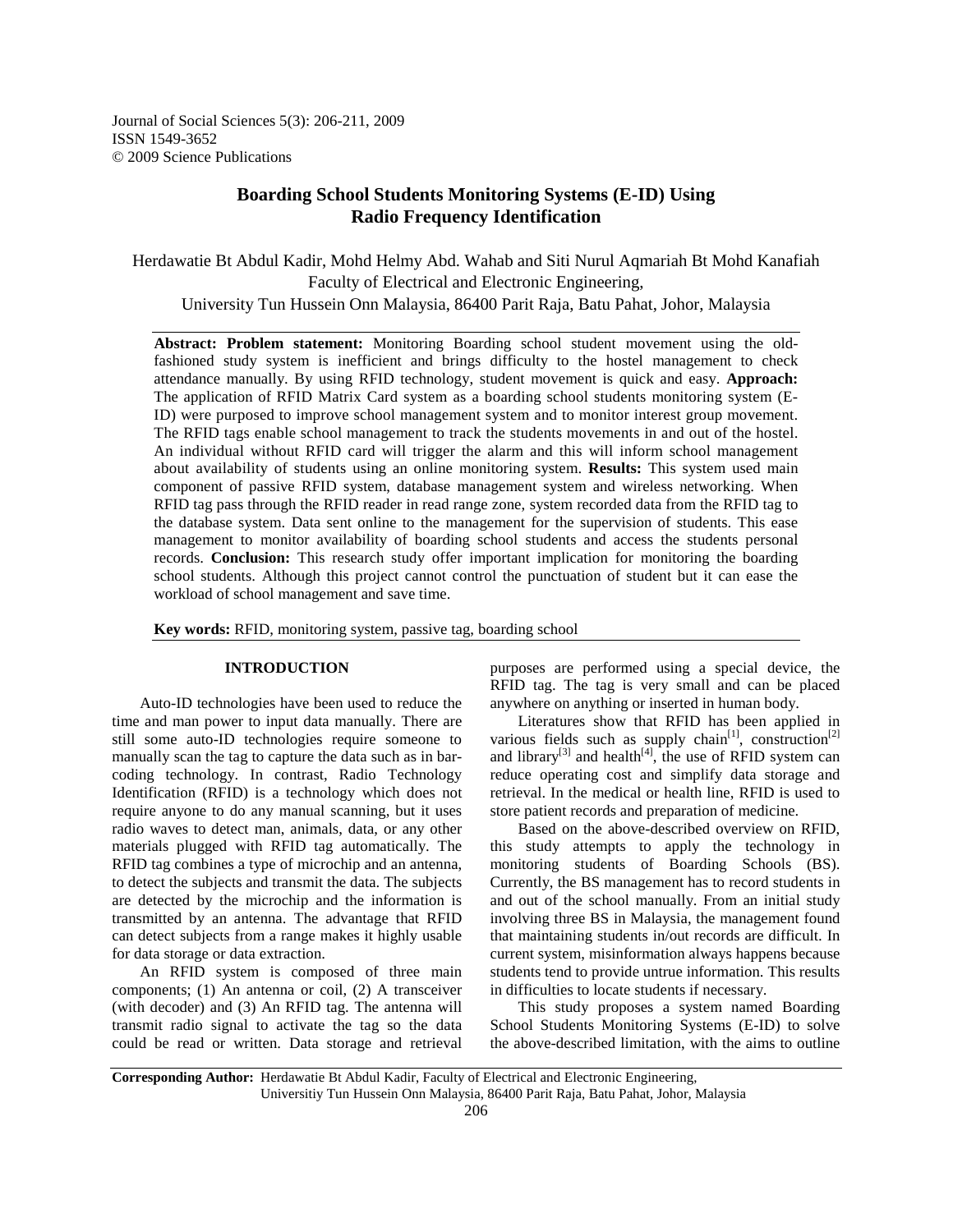Journal of Social Sciences 5(3): 206-211, 2009
ISSN 1549-3652
© 2009 Science Publications

# Boarding School Students Monitoring Systems (E-ID) Using Radio Frequency Identification

Herdawatie Bt Abdul Kadir, Mohd Helmy Abd. Wahab and Siti Nurul Aqmariah Bt Mohd Kanafiah
Faculty of Electrical and Electronic Engineering,
University Tun Hussein Onn Malaysia, 86400 Parit Raja, Batu Pahat, Johor, Malaysia

**Abstract: Problem statement:** Monitoring Boarding school student movement using the old-fashioned study system is inefficient and brings difficulty to the hostel management to check attendance manually. By using RFID technology, student movement is quick and easy. **Approach:** The application of RFID Matrix Card system as a boarding school students monitoring system (E-ID) were purposed to improve school management system and to monitor interest group movement. The RFID tags enable school management to track the students movements in and out of the hostel. An individual without RFID card will trigger the alarm and this will inform school management about availability of students using an online monitoring system. **Results:** This system used main component of passive RFID system, database management system and wireless networking. When RFID tag pass through the RFID reader in read range zone, system recorded data from the RFID tag to the database system. Data sent online to the management for the supervision of students. This ease management to monitor availability of boarding school students and access the students personal records. **Conclusion:** This research study offer important implication for monitoring the boarding school students. Although this project cannot control the punctuation of student but it can ease the workload of school management and save time.

**Key words:** RFID, monitoring system, passive tag, boarding school

## INTRODUCTION

Auto-ID technologies have been used to reduce the time and man power to input data manually. There are still some auto-ID technologies require someone to manually scan the tag to capture the data such as in bar-coding technology. In contrast, Radio Technology Identification (RFID) is a technology which does not require anyone to do any manual scanning, but it uses radio waves to detect man, animals, data, or any other materials plugged with RFID tag automatically. The RFID tag combines a type of microchip and an antenna, to detect the subjects and transmit the data. The subjects are detected by the microchip and the information is transmitted by an antenna. The advantage that RFID can detect subjects from a range makes it highly usable for data storage or data extraction.

An RFID system is composed of three main components; (1) An antenna or coil, (2) A transceiver (with decoder) and (3) An RFID tag. The antenna will transmit radio signal to activate the tag so the data could be read or written. Data storage and retrieval purposes are performed using a special device, the RFID tag. The tag is very small and can be placed anywhere on anything or inserted in human body.

Literatures show that RFID has been applied in various fields such as supply chain[1], construction[2] and library[3] and health[4], the use of RFID system can reduce operating cost and simplify data storage and retrieval. In the medical or health line, RFID is used to store patient records and preparation of medicine.

Based on the above-described overview on RFID, this study attempts to apply the technology in monitoring students of Boarding Schools (BS). Currently, the BS management has to record students in and out of the school manually. From an initial study involving three BS in Malaysia, the management found that maintaining students in/out records are difficult. In current system, misinformation always happens because students tend to provide untrue information. This results in difficulties to locate students if necessary.

This study proposes a system named Boarding School Students Monitoring Systems (E-ID) to solve the above-described limitation, with the aims to outline

**Corresponding Author:** Herdawatie Bt Abdul Kadir, Faculty of Electrical and Electronic Engineering, Universitiy Tun Hussein Onn Malaysia, 86400 Parit Raja, Batu Pahat, Johor, Malaysia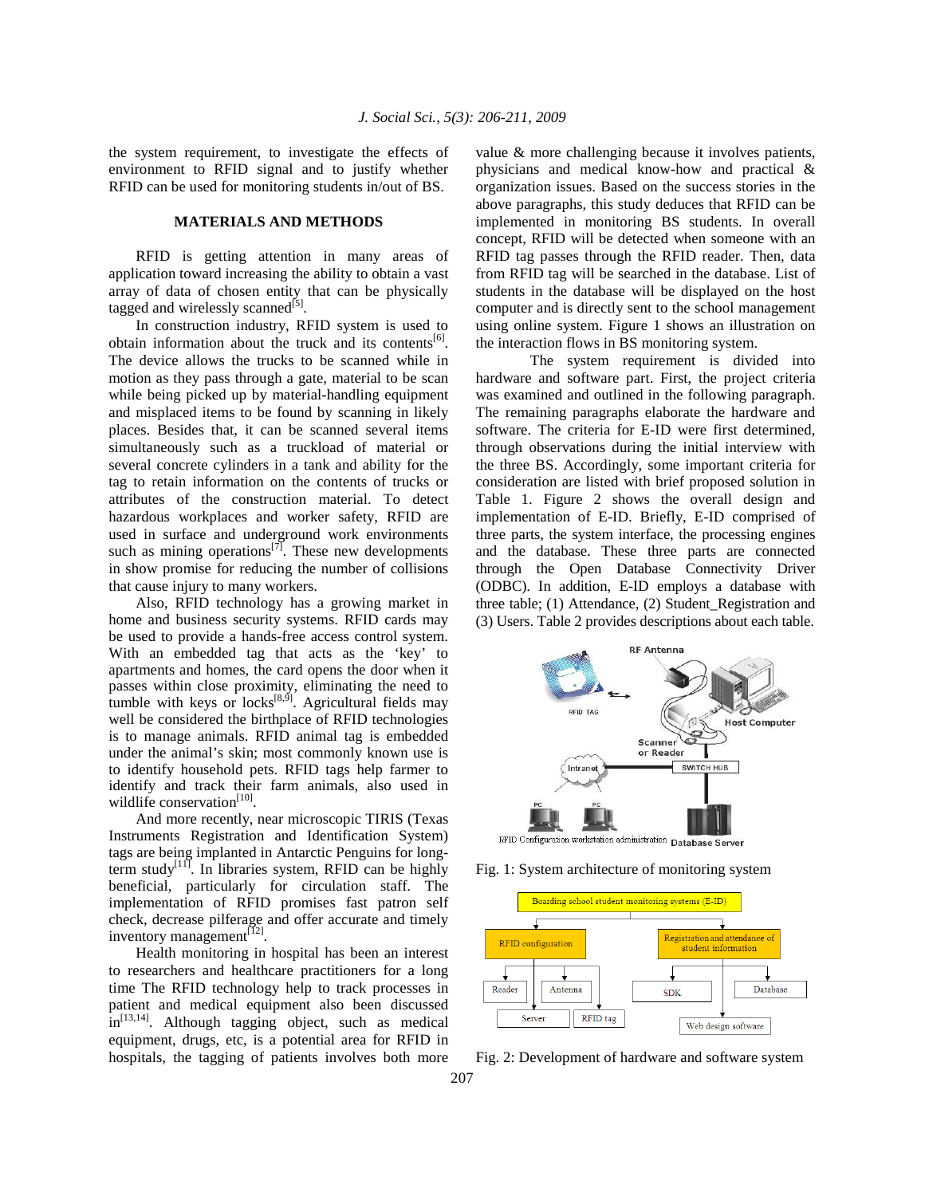the system requirement, to investigate the effects of environment to RFID signal and to justify whether RFID can be used for monitoring students in/out of BS.

## MATERIALS AND METHODS

RFID is getting attention in many areas of application toward increasing the ability to obtain a vast array of data of chosen entity that can be physically tagged and wirelessly scanned[5].

In construction industry, RFID system is used to obtain information about the truck and its contents[6]. The device allows the trucks to be scanned while in motion as they pass through a gate, material to be scan while being picked up by material-handling equipment and misplaced items to be found by scanning in likely places. Besides that, it can be scanned several items simultaneously such as a truckload of material or several concrete cylinders in a tank and ability for the tag to retain information on the contents of trucks or attributes of the construction material. To detect hazardous workplaces and worker safety, RFID are used in surface and underground work environments such as mining operations[7]. These new developments in show promise for reducing the number of collisions that cause injury to many workers.

Also, RFID technology has a growing market in home and business security systems. RFID cards may be used to provide a hands-free access control system. With an embedded tag that acts as the 'key' to apartments and homes, the card opens the door when it passes within close proximity, eliminating the need to tumble with keys or locks[8,9]. Agricultural fields may well be considered the birthplace of RFID technologies is to manage animals. RFID animal tag is embedded under the animal's skin; most commonly known use is to identify household pets. RFID tags help farmer to identify and track their farm animals, also used in wildlife conservation[10].

And more recently, near microscopic TIRIS (Texas Instruments Registration and Identification System) tags are being implanted in Antarctic Penguins for long-term study[11]. In libraries system, RFID can be highly beneficial, particularly for circulation staff. The implementation of RFID promises fast patron self check, decrease pilferage and offer accurate and timely inventory management[12].

Health monitoring in hospital has been an interest to researchers and healthcare practitioners for a long time The RFID technology help to track processes in patient and medical equipment also been discussed in[13,14]. Although tagging object, such as medical equipment, drugs, etc, is a potential area for RFID in hospitals, the tagging of patients involves both more value & more challenging because it involves patients, physicians and medical know-how and practical & organization issues. Based on the success stories in the above paragraphs, this study deduces that RFID can be implemented in monitoring BS students. In overall concept, RFID will be detected when someone with an RFID tag passes through the RFID reader. Then, data from RFID tag will be searched in the database. List of students in the database will be displayed on the host computer and is directly sent to the school management using online system. Figure 1 shows an illustration on the interaction flows in BS monitoring system.

The system requirement is divided into hardware and software part. First, the project criteria was examined and outlined in the following paragraph. The remaining paragraphs elaborate the hardware and software. The criteria for E-ID were first determined, through observations during the initial interview with the three BS. Accordingly, some important criteria for consideration are listed with brief proposed solution in Table 1. Figure 2 shows the overall design and implementation of E-ID. Briefly, E-ID comprised of three parts, the system interface, the processing engines and the database. These three parts are connected through the Open Database Connectivity Driver (ODBC). In addition, E-ID employs a database with three table; (1) Attendance, (2) Student_Registration and (3) Users. Table 2 provides descriptions about each table.

Fig. 1: System architecture of monitoring system

Fig. 2: Development of hardware and software system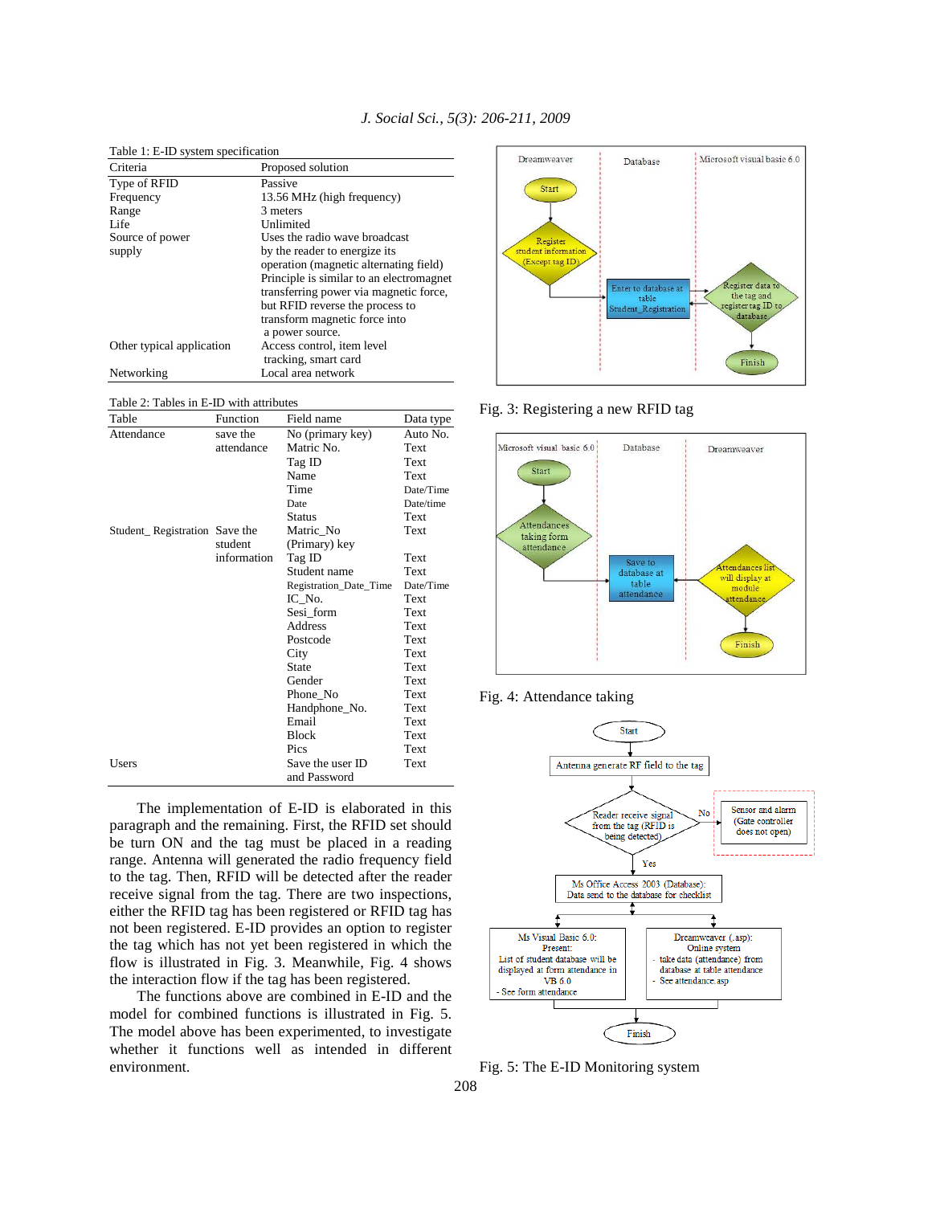Table 1: E-ID system specification

| Criteria | Proposed solution |
|---|---|
| Type of RFID | Passive |
| Frequency | 13.56 MHz (high frequency) |
| Range | 3 meters |
| Life | Unlimited |
| Source of power supply | Uses the radio wave broadcast by the reader to energize its operation (magnetic alternating field) Principle is similar to an electromagnet transferring power via magnetic force, but RFID reverse the process to transform magnetic force into a power source. |
| Other typical application | Access control, item level tracking, smart card |
| Networking | Local area network |

Table 2: Tables in E-ID with attributes

| Table | Function | Field name | Data type |
|---|---|---|---|
| Attendance | save the attendance | No (primary key) | Auto No. |
| | | Matric No. | Text |
| | | Tag ID | Text |
| | | Name | Text |
| | | Time | Date/Time |
| | | Date | Date/time |
| | | Status | Text |
| Student_ Registration | Save the student information | Matric_No (Primary) key | Text |
| | | Tag ID | Text |
| | | Student name | Text |
| | | Registration_Date_Time | Date/Time |
| | | IC_No. | Text |
| | | Sesi_form | Text |
| | | Address | Text |
| | | Postcode | Text |
| | | City | Text |
| | | State | Text |
| | | Gender | Text |
| | | Phone_No | Text |
| | | Handphone_No. | Text |
| | | Email | Text |
| | | Block | Text |
| | | Pics | Text |
| Users | Save the user ID and Password | | Text |

The implementation of E-ID is elaborated in this paragraph and the remaining. First, the RFID set should be turn ON and the tag must be placed in a reading range. Antenna will generated the radio frequency field to the tag. Then, RFID will be detected after the reader receive signal from the tag. There are two inspections, either the RFID tag has been registered or RFID tag has not been registered. E-ID provides an option to register the tag which has not yet been registered in which the flow is illustrated in Fig. 3. Meanwhile, Fig. 4 shows the interaction flow if the tag has been registered.

The functions above are combined in E-ID and the model for combined functions is illustrated in Fig. 5. The model above has been experimented, to investigate whether it functions well as intended in different environment.

Fig. 3: Registering a new RFID tag

Fig. 4: Attendance taking

Fig. 5: The E-ID Monitoring system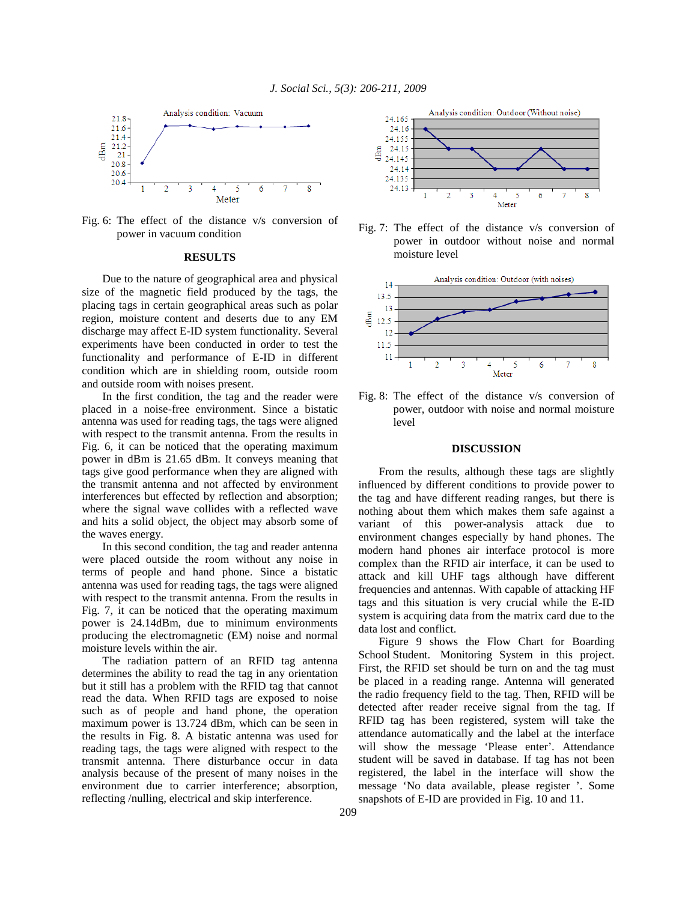Fig. 6: The effect of the distance v/s conversion of power in vacuum condition

Fig. 7: The effect of the distance v/s conversion of power in outdoor without noise and normal moisture level

Fig. 8: The effect of the distance v/s conversion of power, outdoor with noise and normal moisture level

## RESULTS

Due to the nature of geographical area and physical size of the magnetic field produced by the tags, the placing tags in certain geographical areas such as polar region, moisture content and deserts due to any EM discharge may affect E-ID system functionality. Several experiments have been conducted in order to test the functionality and performance of E-ID in different condition which are in shielding room, outside room and outside room with noises present.

In the first condition, the tag and the reader were placed in a noise-free environment. Since a bistatic antenna was used for reading tags, the tags were aligned with respect to the transmit antenna. From the results in Fig. 6, it can be noticed that the operating maximum power in dBm is 21.65 dBm. It conveys meaning that tags give good performance when they are aligned with the transmit antenna and not affected by environment interferences but effected by reflection and absorption; where the signal wave collides with a reflected wave and hits a solid object, the object may absorb some of the waves energy.

In this second condition, the tag and reader antenna were placed outside the room without any noise in terms of people and hand phone. Since a bistatic antenna was used for reading tags, the tags were aligned with respect to the transmit antenna. From the results in Fig. 7, it can be noticed that the operating maximum power is 24.14dBm, due to minimum environments producing the electromagnetic (EM) noise and normal moisture levels within the air.

The radiation pattern of an RFID tag antenna determines the ability to read the tag in any orientation but it still has a problem with the RFID tag that cannot read the data. When RFID tags are exposed to noise such as of people and hand phone, the operation maximum power is 13.724 dBm, which can be seen in the results in Fig. 8. A bistatic antenna was used for reading tags, the tags were aligned with respect to the transmit antenna. There disturbance occur in data analysis because of the present of many noises in the environment due to carrier interference; absorption, reflecting /nulling, electrical and skip interference.

## DISCUSSION

From the results, although these tags are slightly influenced by different conditions to provide power to the tag and have different reading ranges, but there is nothing about them which makes them safe against a variant of this power-analysis attack due to environment changes especially by hand phones. The modern hand phones air interface protocol is more complex than the RFID air interface, it can be used to attack and kill UHF tags although have different frequencies and antennas. With capable of attacking HF tags and this situation is very crucial while the E-ID system is acquiring data from the matrix card due to the data lost and conflict.

Figure 9 shows the Flow Chart for Boarding School Student. Monitoring System in this project. First, the RFID set should be turn on and the tag must be placed in a reading range. Antenna will generated the radio frequency field to the tag. Then, RFID will be detected after reader receive signal from the tag. If RFID tag has been registered, system will take the attendance automatically and the label at the interface will show the message 'Please enter'. Attendance student will be saved in database. If tag has not been registered, the label in the interface will show the message 'No data available, please register '. Some snapshots of E-ID are provided in Fig. 10 and 11.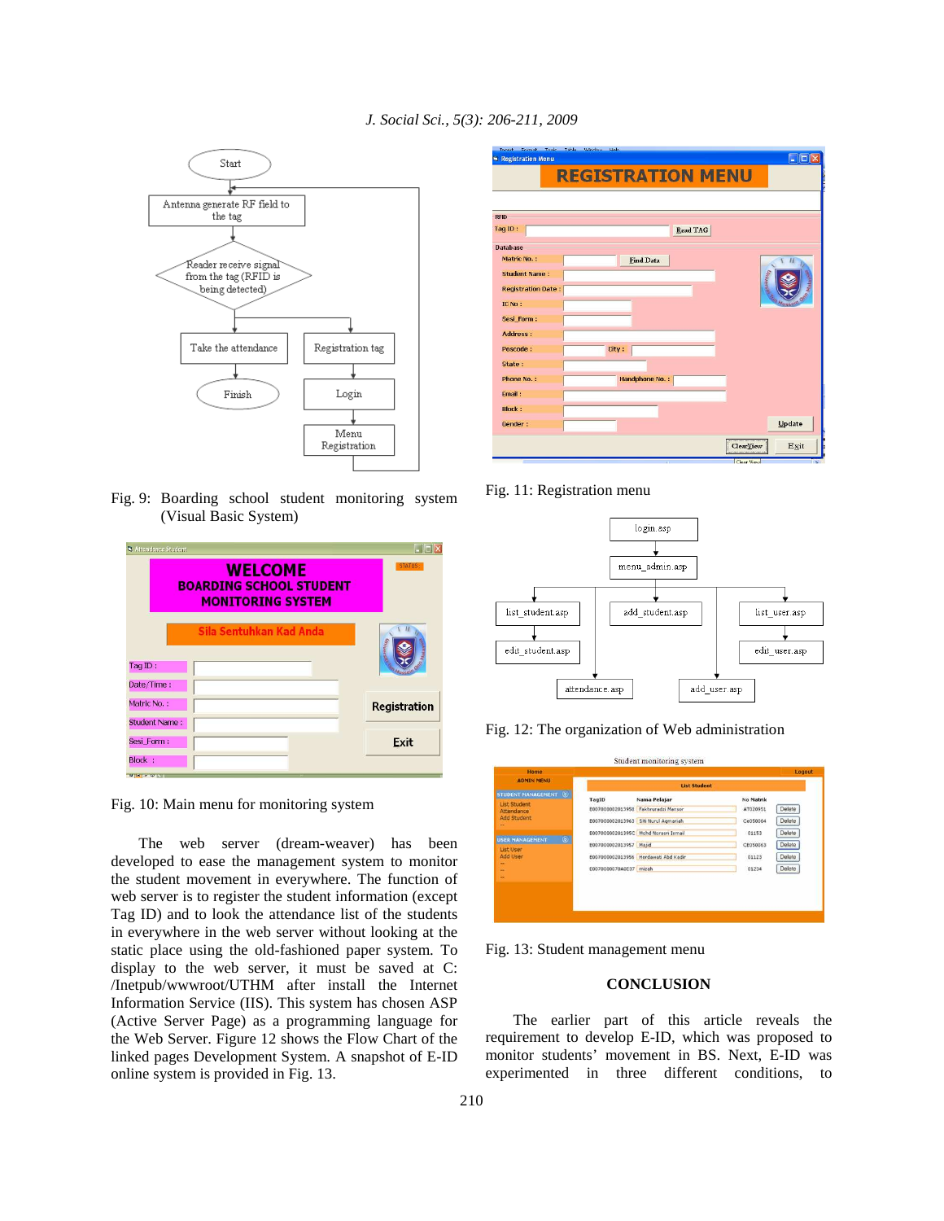Fig. 9: Boarding school student monitoring system (Visual Basic System)

Fig. 10: Main menu for monitoring system

The web server (dream-weaver) has been developed to ease the management system to monitor the student movement in everywhere. The function of web server is to register the student information (except Tag ID) and to look the attendance list of the students in everywhere in the web server without looking at the static place using the old-fashioned paper system. To display to the web server, it must be saved at C: /Inetpub/wwwroot/UTHM after install the Internet Information Service (IIS). This system has chosen ASP (Active Server Page) as a programming language for the Web Server. Figure 12 shows the Flow Chart of the linked pages Development System. A snapshot of E-ID online system is provided in Fig. 13.

Fig. 11: Registration menu

Fig. 12: The organization of Web administration

Fig. 13: Student management menu

## CONCLUSION

The earlier part of this article reveals the requirement to develop E-ID, which was proposed to monitor students' movement in BS. Next, E-ID was experimented in three different conditions, to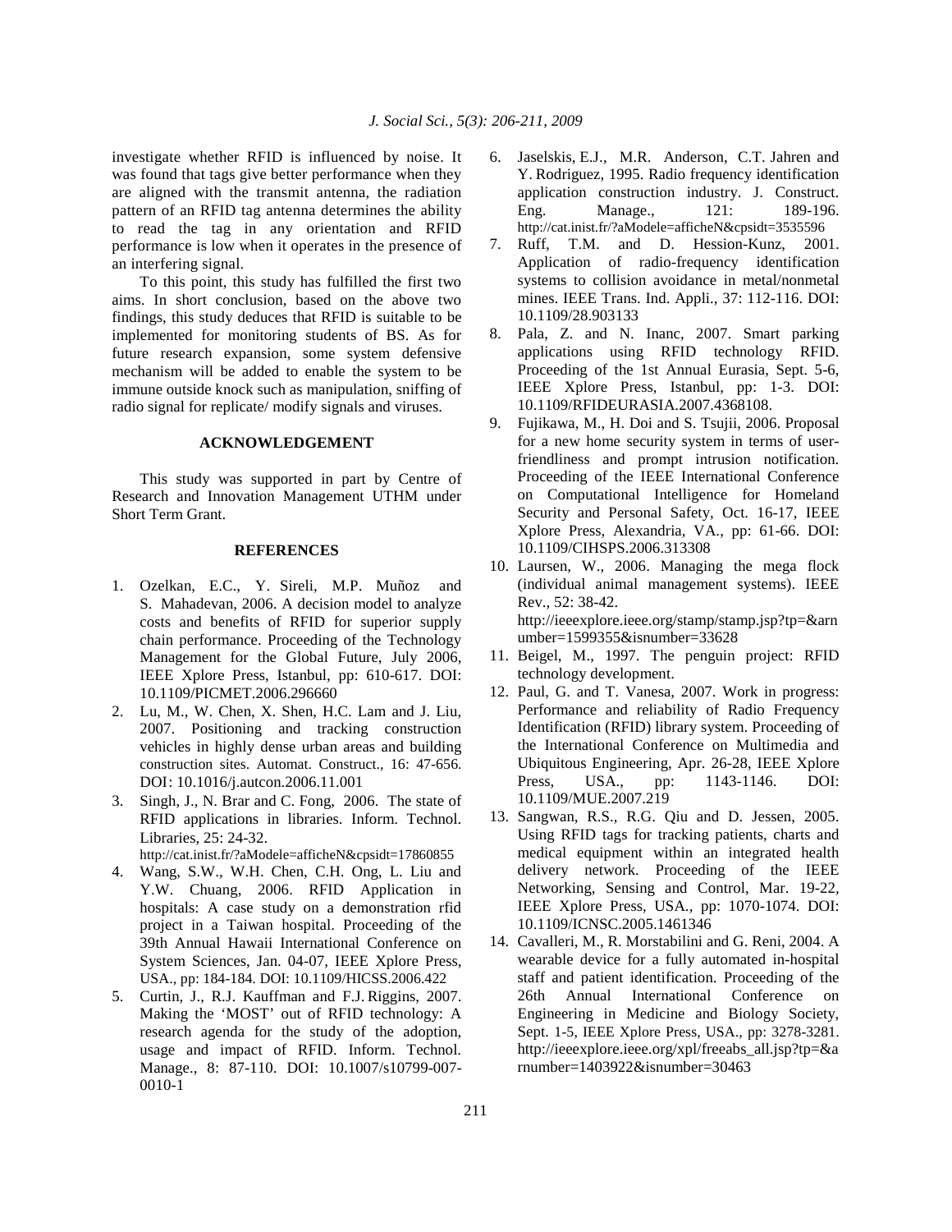investigate whether RFID is influenced by noise. It was found that tags give better performance when they are aligned with the transmit antenna, the radiation pattern of an RFID tag antenna determines the ability to read the tag in any orientation and RFID performance is low when it operates in the presence of an interfering signal.

To this point, this study has fulfilled the first two aims. In short conclusion, based on the above two findings, this study deduces that RFID is suitable to be implemented for monitoring students of BS. As for future research expansion, some system defensive mechanism will be added to enable the system to be immune outside knock such as manipulation, sniffing of radio signal for replicate/ modify signals and viruses.

## ACKNOWLEDGEMENT

This study was supported in part by Centre of Research and Innovation Management UTHM under Short Term Grant.

## REFERENCES

1. Ozelkan, E.C., Y. Sireli, M.P. Muñoz and S. Mahadevan, 2006. A decision model to analyze costs and benefits of RFID for superior supply chain performance. Proceeding of the Technology Management for the Global Future, July 2006, IEEE Xplore Press, Istanbul, pp: 610-617. DOI: 10.1109/PICMET.2006.296660
2. Lu, M., W. Chen, X. Shen, H.C. Lam and J. Liu, 2007. Positioning and tracking construction vehicles in highly dense urban areas and building construction sites. Automat. Construct., 16: 47-656. DOI: 10.1016/j.autcon.2006.11.001
3. Singh, J., N. Brar and C. Fong, 2006. The state of RFID applications in libraries. Inform. Technol. Libraries, 25: 24-32. http://cat.inist.fr/?aModele=afficheN&cpsidt=17860855
4. Wang, S.W., W.H. Chen, C.H. Ong, L. Liu and Y.W. Chuang, 2006. RFID Application in hospitals: A case study on a demonstration rfid project in a Taiwan hospital. Proceeding of the 39th Annual Hawaii International Conference on System Sciences, Jan. 04-07, IEEE Xplore Press, USA., pp: 184-184. DOI: 10.1109/HICSS.2006.422
5. Curtin, J., R.J. Kauffman and F.J. Riggins, 2007. Making the 'MOST' out of RFID technology: A research agenda for the study of the adoption, usage and impact of RFID. Inform. Technol. Manage., 8: 87-110. DOI: 10.1007/s10799-007-0010-1
6. Jaselskis, E.J., M.R. Anderson, C.T. Jahren and Y. Rodriguez, 1995. Radio frequency identification application construction industry. J. Construct. Eng. Manage., 121: 189-196. http://cat.inist.fr/?aModele=afficheN&cpsidt=3535596
7. Ruff, T.M. and D. Hession-Kunz, 2001. Application of radio-frequency identification systems to collision avoidance in metal/nonmetal mines. IEEE Trans. Ind. Appli., 37: 112-116. DOI: 10.1109/28.903133
8. Pala, Z. and N. Inanc, 2007. Smart parking applications using RFID technology RFID. Proceeding of the 1st Annual Eurasia, Sept. 5-6, IEEE Xplore Press, Istanbul, pp: 1-3. DOI: 10.1109/RFIDEURASIA.2007.4368108.
9. Fujikawa, M., H. Doi and S. Tsujii, 2006. Proposal for a new home security system in terms of user-friendliness and prompt intrusion notification. Proceeding of the IEEE International Conference on Computational Intelligence for Homeland Security and Personal Safety, Oct. 16-17, IEEE Xplore Press, Alexandria, VA., pp: 61-66. DOI: 10.1109/CIHSPS.2006.313308
10. Laursen, W., 2006. Managing the mega flock (individual animal management systems). IEEE Rev., 52: 38-42. http://ieeexplore.ieee.org/stamp/stamp.jsp?tp=&arnumber=1599355&isnumber=33628
11. Beigel, M., 1997. The penguin project: RFID technology development.
12. Paul, G. and T. Vanesa, 2007. Work in progress: Performance and reliability of Radio Frequency Identification (RFID) library system. Proceeding of the International Conference on Multimedia and Ubiquitous Engineering, Apr. 26-28, IEEE Xplore Press, USA., pp: 1143-1146. DOI: 10.1109/MUE.2007.219
13. Sangwan, R.S., R.G. Qiu and D. Jessen, 2005. Using RFID tags for tracking patients, charts and medical equipment within an integrated health delivery network. Proceeding of the IEEE Networking, Sensing and Control, Mar. 19-22, IEEE Xplore Press, USA., pp: 1070-1074. DOI: 10.1109/ICNSC.2005.1461346
14. Cavalleri, M., R. Morstabilini and G. Reni, 2004. A wearable device for a fully automated in-hospital staff and patient identification. Proceeding of the 26th Annual International Conference on Engineering in Medicine and Biology Society, Sept. 1-5, IEEE Xplore Press, USA., pp: 3278-3281. http://ieeexplore.ieee.org/xpl/freeabs_all.jsp?tp=&arnumber=1403922&isnumber=30463